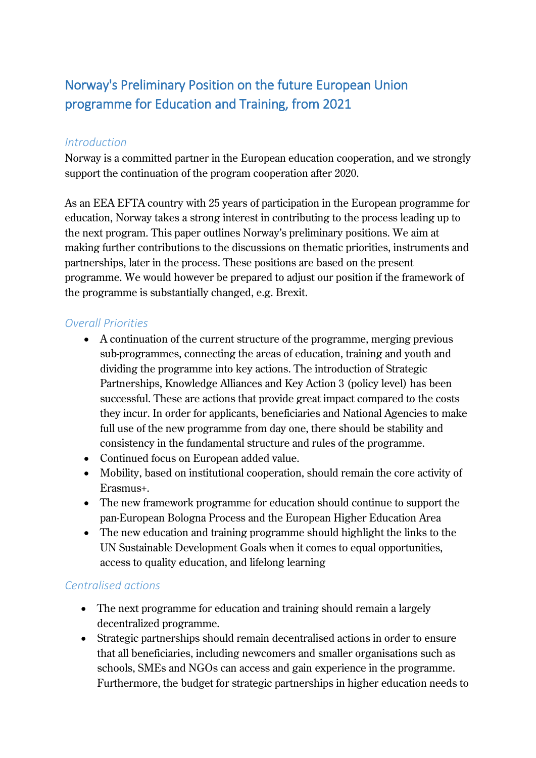# Norway's Preliminary Position on the future European Union programme for Education and Training, from 2021

## *Introduction*

Norway is a committed partner in the European education cooperation, and we strongly support the continuation of the program cooperation after 2020.

As an EEA EFTA country with 25 years of participation in the European programme for education, Norway takes a strong interest in contributing to the process leading up to the next program. This paper outlines Norway's preliminary positions. We aim at making further contributions to the discussions on thematic priorities, instruments and partnerships, later in the process. These positions are based on the present programme. We would however be prepared to adjust our position if the framework of the programme is substantially changed, e.g. Brexit.

## *Overall Priorities*

- A continuation of the current structure of the programme, merging previous sub-programmes, connecting the areas of education, training and youth and dividing the programme into key actions. The introduction of Strategic Partnerships, Knowledge Alliances and Key Action 3 (policy level) has been successful. These are actions that provide great impact compared to the costs they incur. In order for applicants, beneficiaries and National Agencies to make full use of the new programme from day one, there should be stability and consistency in the fundamental structure and rules of the programme.
- Continued focus on European added value.
- Mobility, based on institutional cooperation, should remain the core activity of Erasmus+.
- The new framework programme for education should continue to support the pan-European Bologna Process and the European Higher Education Area
- The new education and training programme should highlight the links to the UN Sustainable Development Goals when it comes to equal opportunities, access to quality education, and lifelong learning

## *Centralised actions*

- The next programme for education and training should remain a largely decentralized programme.
- Strategic partnerships should remain decentralised actions in order to ensure that all beneficiaries, including newcomers and smaller organisations such as schools, SMEs and NGOs can access and gain experience in the programme. Furthermore, the budget for strategic partnerships in higher education needs to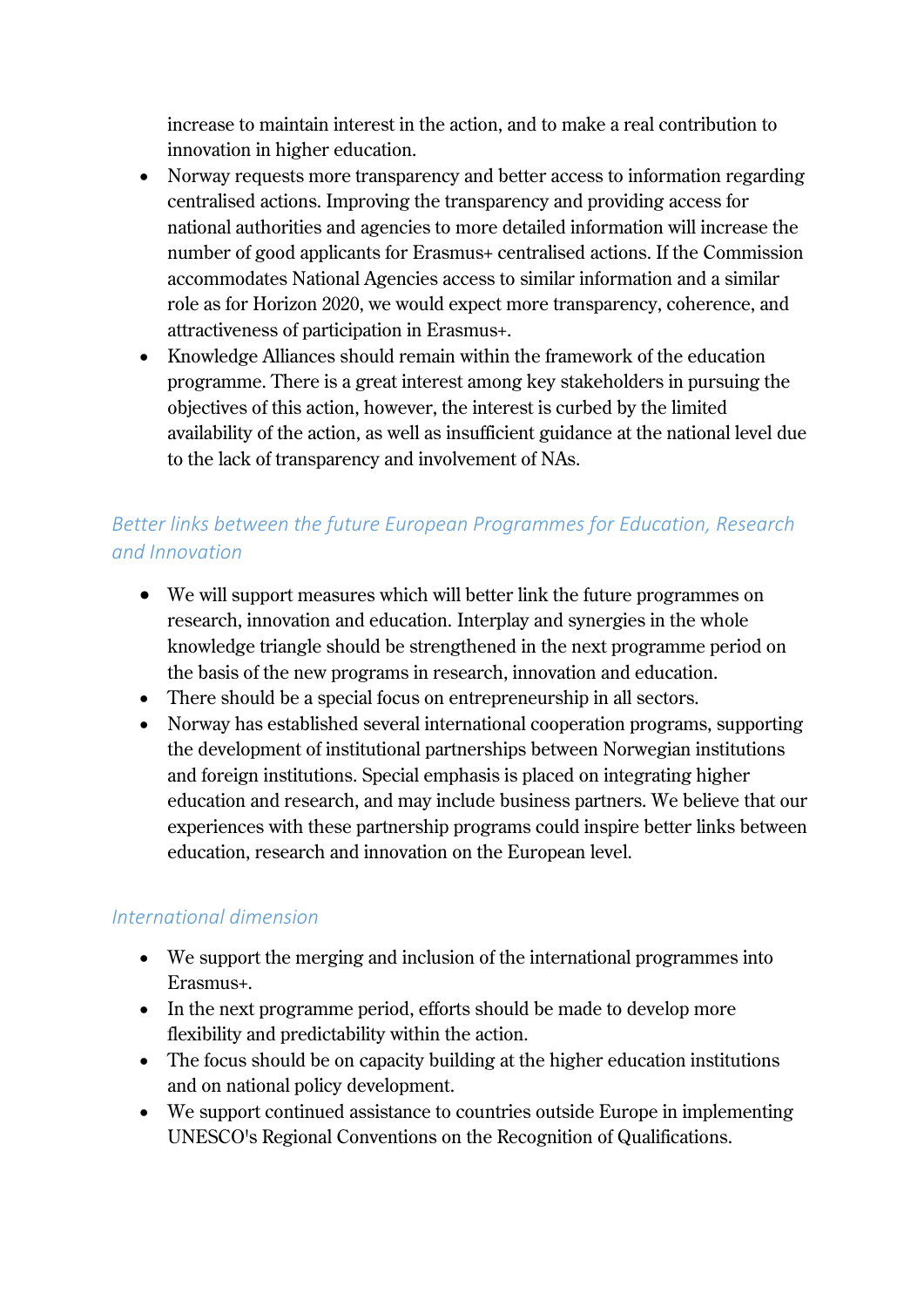increase to maintain interest in the action, and to make a real contribution to innovation in higher education.

- Norway requests more transparency and better access to information regarding centralised actions. Improving the transparency and providing access for national authorities and agencies to more detailed information will increase the number of good applicants for Erasmus+ centralised actions. If the Commission accommodates National Agencies access to similar information and a similar role as for Horizon 2020, we would expect more transparency, coherence, and attractiveness of participation in Erasmus+.
- Knowledge Alliances should remain within the framework of the education programme. There is a great interest among key stakeholders in pursuing the objectives of this action, however, the interest is curbed by the limited availability of the action, as well as insufficient guidance at the national level due to the lack of transparency and involvement of NAs.

### *Better links between the future European Programmes for Education, Research and Innovation*

- We will support measures which will better link the future programmes on research, innovation and education. Interplay and synergies in the whole knowledge triangle should be strengthened in the next programme period on the basis of the new programs in research, innovation and education.
- There should be a special focus on entrepreneurship in all sectors.
- Norway has established several international cooperation programs, supporting the development of institutional partnerships between Norwegian institutions and foreign institutions. Special emphasis is placed on integrating higher education and research, and may include business partners. We believe that our experiences with these partnership programs could inspire better links between education, research and innovation on the European level.

### *International dimension*

- We support the merging and inclusion of the international programmes into Erasmus+.
- In the next programme period, efforts should be made to develop more flexibility and predictability within the action.
- The focus should be on capacity building at the higher education institutions and on national policy development.
- We support continued assistance to countries outside Europe in implementing UNESCO's Regional Conventions on the Recognition of Qualifications.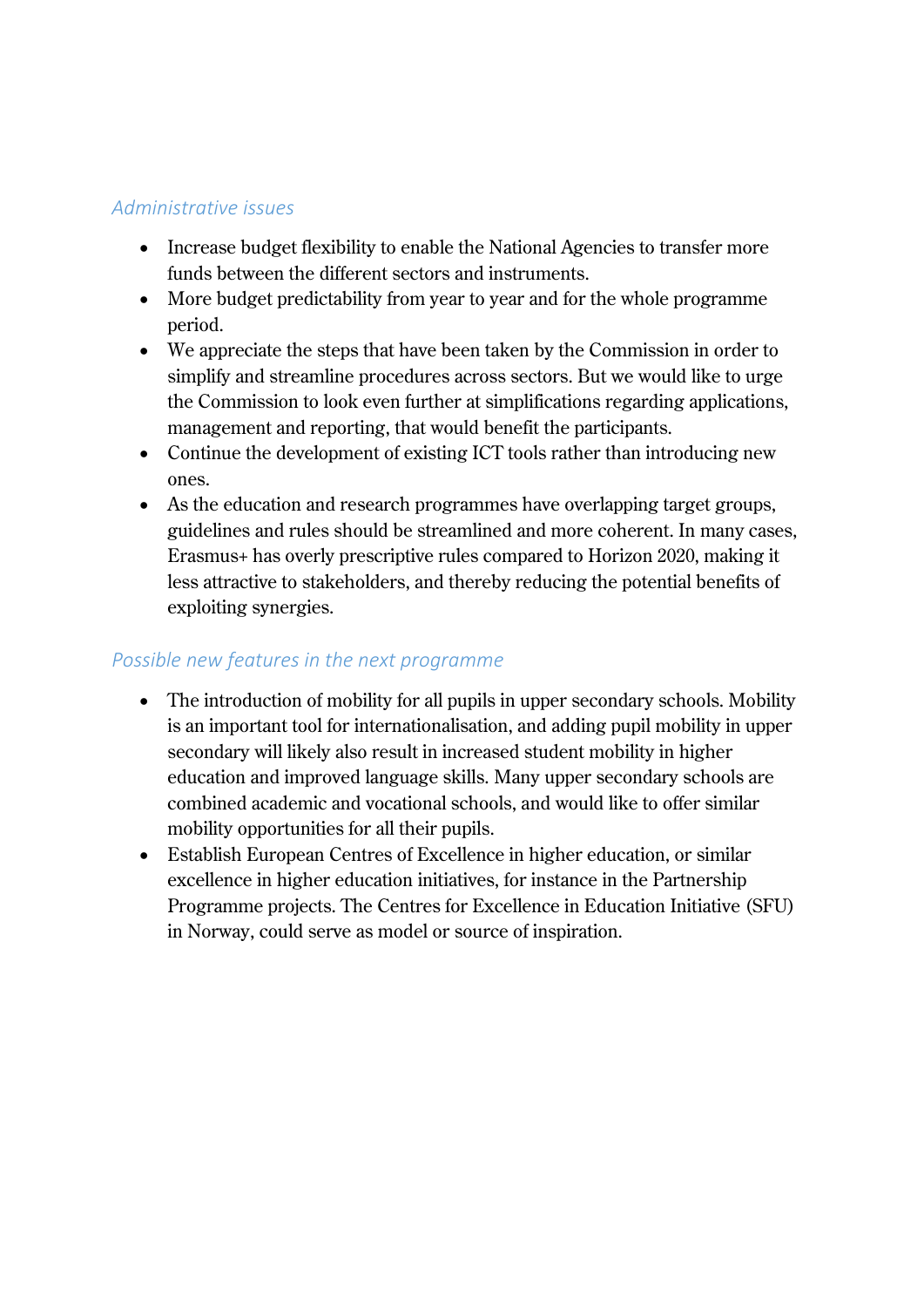### *Administrative issues*

- Increase budget flexibility to enable the National Agencies to transfer more funds between the different sectors and instruments.
- More budget predictability from year to year and for the whole programme period.
- We appreciate the steps that have been taken by the Commission in order to simplify and streamline procedures across sectors. But we would like to urge the Commission to look even further at simplifications regarding applications, management and reporting, that would benefit the participants.
- Continue the development of existing ICT tools rather than introducing new ones.
- As the education and research programmes have overlapping target groups, guidelines and rules should be streamlined and more coherent. In many cases, Erasmus+ has overly prescriptive rules compared to Horizon 2020, making it less attractive to stakeholders, and thereby reducing the potential benefits of exploiting synergies.

### *Possible new features in the next programme*

- The introduction of mobility for all pupils in upper secondary schools. Mobility is an important tool for internationalisation, and adding pupil mobility in upper secondary will likely also result in increased student mobility in higher education and improved language skills. Many upper secondary schools are combined academic and vocational schools, and would like to offer similar mobility opportunities for all their pupils.
- Establish European Centres of Excellence in higher education, or similar excellence in higher education initiatives, for instance in the Partnership Programme projects. The Centres for Excellence in Education Initiative (SFU) in Norway, could serve as model or source of inspiration.